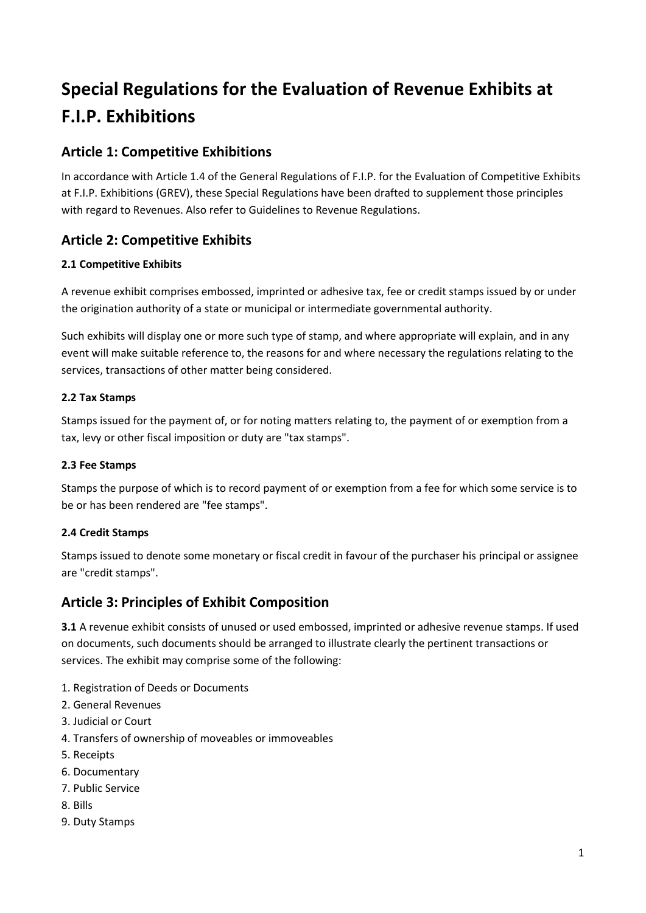# Special Regulations for the Evaluation of Revenue Exhibits at F.I.P. Exhibitions

## Article 1: Competitive Exhibitions

In accordance with Article 1.4 of the General Regulations of F.I.P. for the Evaluation of Competitive Exhibits at F.I.P. Exhibitions (GREV), these Special Regulations have been drafted to supplement those principles with regard to Revenues. Also refer to Guidelines to Revenue Regulations.

## Article 2: Competitive Exhibits

### 2.1 Competitive Exhibits

A revenue exhibit comprises embossed, imprinted or adhesive tax, fee or credit stamps issued by or under the origination authority of a state or municipal or intermediate governmental authority.

Such exhibits will display one or more such type of stamp, and where appropriate will explain, and in any event will make suitable reference to, the reasons for and where necessary the regulations relating to the services, transactions of other matter being considered.

### 2.2 Tax Stamps

Stamps issued for the payment of, or for noting matters relating to, the payment of or exemption from a tax, levy or other fiscal imposition or duty are "tax stamps".

### 2.3 Fee Stamps

Stamps the purpose of which is to record payment of or exemption from a fee for which some service is to be or has been rendered are "fee stamps".

### 2.4 Credit Stamps

Stamps issued to denote some monetary or fiscal credit in favour of the purchaser his principal or assignee are "credit stamps".

## Article 3: Principles of Exhibit Composition

**3.1** A revenue exhibit consists of unused or used embossed, imprinted or adhesive revenue stamps. If used on documents, such documents should be arranged to illustrate clearly the pertinent transactions or services. The exhibit may comprise some of the following:

1. Registration of Deeds or Documents
2. General Revenues
3. Judicial or Court
4. Transfers of ownership of moveables or immoveables
5. Receipts
6. Documentary
7. Public Service
8. Bills
9. Duty Stamps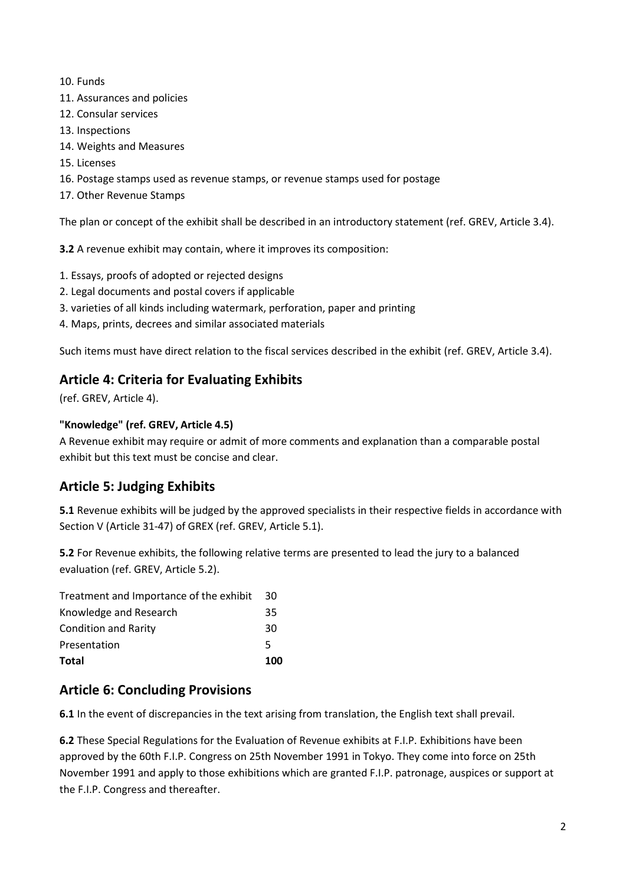10. Funds
11. Assurances and policies
12. Consular services
13. Inspections
14. Weights and Measures
15. Licenses
16. Postage stamps used as revenue stamps, or revenue stamps used for postage
17. Other Revenue Stamps

The plan or concept of the exhibit shall be described in an introductory statement (ref. GREV, Article 3.4).

**3.2** A revenue exhibit may contain, where it improves its composition:

1. Essays, proofs of adopted or rejected designs
2. Legal documents and postal covers if applicable
3. varieties of all kinds including watermark, perforation, paper and printing
4. Maps, prints, decrees and similar associated materials

Such items must have direct relation to the fiscal services described in the exhibit (ref. GREV, Article 3.4).

## Article 4: Criteria for Evaluating Exhibits

(ref. GREV, Article 4).

**"Knowledge" (ref. GREV, Article 4.5)**

A Revenue exhibit may require or admit of more comments and explanation than a comparable postal exhibit but this text must be concise and clear.

## Article 5: Judging Exhibits

**5.1** Revenue exhibits will be judged by the approved specialists in their respective fields in accordance with Section V (Article 31-47) of GREX (ref. GREV, Article 5.1).

**5.2** For Revenue exhibits, the following relative terms are presented to lead the jury to a balanced evaluation (ref. GREV, Article 5.2).

| | |
|---|---|
| Treatment and Importance of the exhibit | 30 |
| Knowledge and Research | 35 |
| Condition and Rarity | 30 |
| Presentation | 5 |
| **Total** | **100** |

## Article 6: Concluding Provisions

**6.1** In the event of discrepancies in the text arising from translation, the English text shall prevail.

**6.2** These Special Regulations for the Evaluation of Revenue exhibits at F.I.P. Exhibitions have been approved by the 60th F.I.P. Congress on 25th November 1991 in Tokyo. They come into force on 25th November 1991 and apply to those exhibitions which are granted F.I.P. patronage, auspices or support at the F.I.P. Congress and thereafter.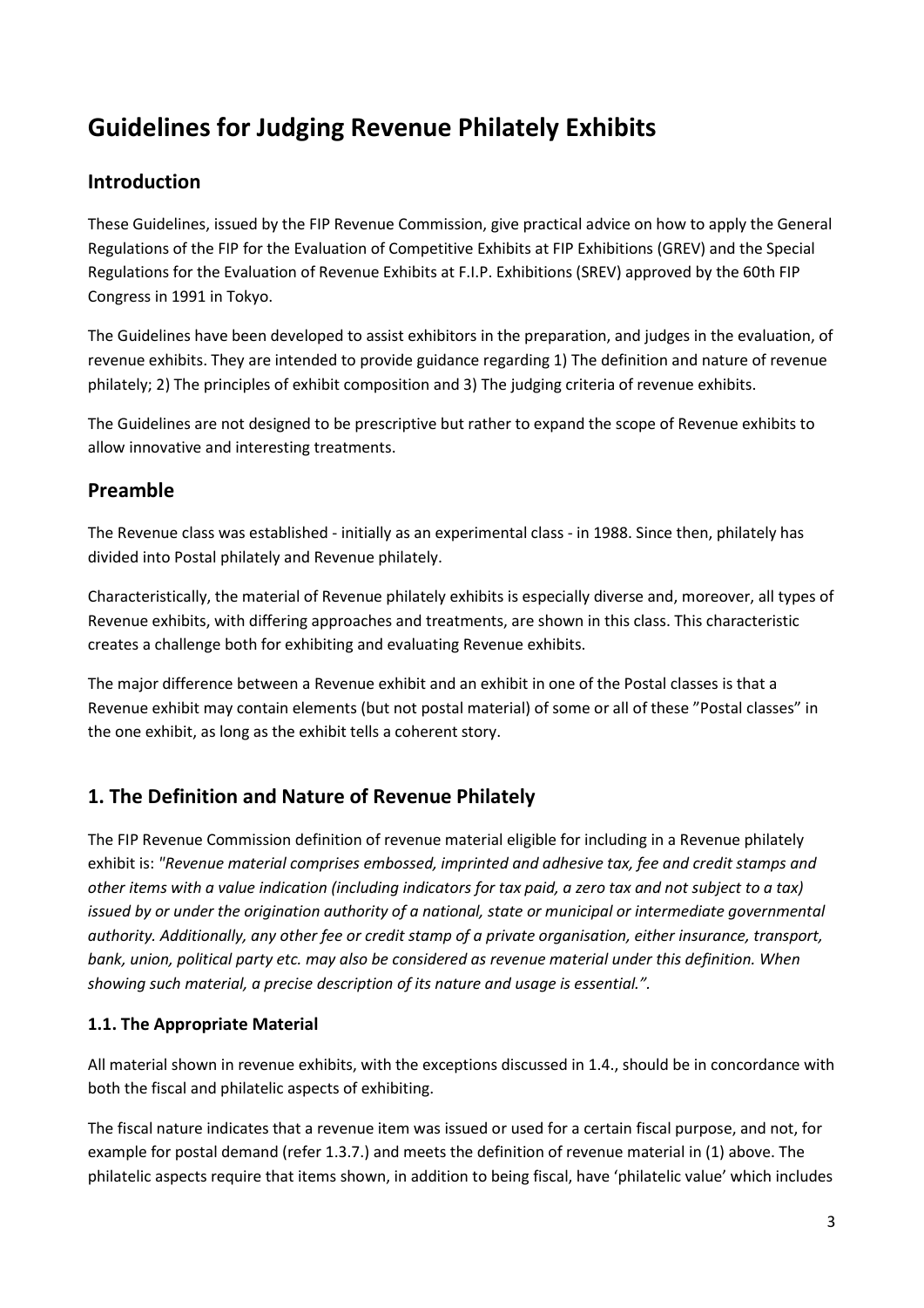# Guidelines for Judging Revenue Philately Exhibits

## Introduction

These Guidelines, issued by the FIP Revenue Commission, give practical advice on how to apply the General Regulations of the FIP for the Evaluation of Competitive Exhibits at FIP Exhibitions (GREV) and the Special Regulations for the Evaluation of Revenue Exhibits at F.I.P. Exhibitions (SREV) approved by the 60th FIP Congress in 1991 in Tokyo.

The Guidelines have been developed to assist exhibitors in the preparation, and judges in the evaluation, of revenue exhibits. They are intended to provide guidance regarding 1) The definition and nature of revenue philately; 2) The principles of exhibit composition and 3) The judging criteria of revenue exhibits.

The Guidelines are not designed to be prescriptive but rather to expand the scope of Revenue exhibits to allow innovative and interesting treatments.

## Preamble

The Revenue class was established - initially as an experimental class - in 1988. Since then, philately has divided into Postal philately and Revenue philately.

Characteristically, the material of Revenue philately exhibits is especially diverse and, moreover, all types of Revenue exhibits, with differing approaches and treatments, are shown in this class. This characteristic creates a challenge both for exhibiting and evaluating Revenue exhibits.

The major difference between a Revenue exhibit and an exhibit in one of the Postal classes is that a Revenue exhibit may contain elements (but not postal material) of some or all of these "Postal classes" in the one exhibit, as long as the exhibit tells a coherent story.

## 1. The Definition and Nature of Revenue Philately

The FIP Revenue Commission definition of revenue material eligible for including in a Revenue philately exhibit is: *"Revenue material comprises embossed, imprinted and adhesive tax, fee and credit stamps and other items with a value indication (including indicators for tax paid, a zero tax and not subject to a tax) issued by or under the origination authority of a national, state or municipal or intermediate governmental authority. Additionally, any other fee or credit stamp of a private organisation, either insurance, transport, bank, union, political party etc. may also be considered as revenue material under this definition. When showing such material, a precise description of its nature and usage is essential.".*

### 1.1. The Appropriate Material

All material shown in revenue exhibits, with the exceptions discussed in 1.4., should be in concordance with both the fiscal and philatelic aspects of exhibiting.

The fiscal nature indicates that a revenue item was issued or used for a certain fiscal purpose, and not, for example for postal demand (refer 1.3.7.) and meets the definition of revenue material in (1) above. The philatelic aspects require that items shown, in addition to being fiscal, have 'philatelic value' which includes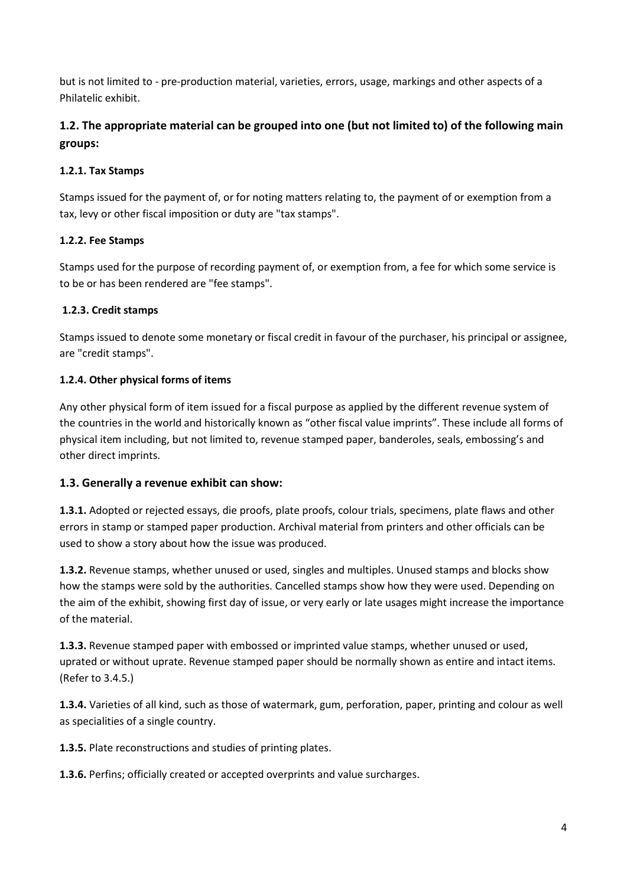but is not limited to - pre-production material, varieties, errors, usage, markings and other aspects of a Philatelic exhibit.

## 1.2. The appropriate material can be grouped into one (but not limited to) of the following main groups:

#### 1.2.1. Tax Stamps

Stamps issued for the payment of, or for noting matters relating to, the payment of or exemption from a tax, levy or other fiscal imposition or duty are "tax stamps".

#### 1.2.2. Fee Stamps

Stamps used for the purpose of recording payment of, or exemption from, a fee for which some service is to be or has been rendered are "fee stamps".

#### 1.2.3. Credit stamps

Stamps issued to denote some monetary or fiscal credit in favour of the purchaser, his principal or assignee, are "credit stamps".

#### 1.2.4. Other physical forms of items

Any other physical form of item issued for a fiscal purpose as applied by the different revenue system of the countries in the world and historically known as "other fiscal value imprints". These include all forms of physical item including, but not limited to, revenue stamped paper, banderoles, seals, embossing's and other direct imprints.

### 1.3. Generally a revenue exhibit can show:

**1.3.1.** Adopted or rejected essays, die proofs, plate proofs, colour trials, specimens, plate flaws and other errors in stamp or stamped paper production. Archival material from printers and other officials can be used to show a story about how the issue was produced.

**1.3.2.** Revenue stamps, whether unused or used, singles and multiples. Unused stamps and blocks show how the stamps were sold by the authorities. Cancelled stamps show how they were used. Depending on the aim of the exhibit, showing first day of issue, or very early or late usages might increase the importance of the material.

**1.3.3.** Revenue stamped paper with embossed or imprinted value stamps, whether unused or used, uprated or without uprate. Revenue stamped paper should be normally shown as entire and intact items. (Refer to 3.4.5.)

**1.3.4.** Varieties of all kind, such as those of watermark, gum, perforation, paper, printing and colour as well as specialities of a single country.

**1.3.5.** Plate reconstructions and studies of printing plates.

**1.3.6.** Perfins; officially created or accepted overprints and value surcharges.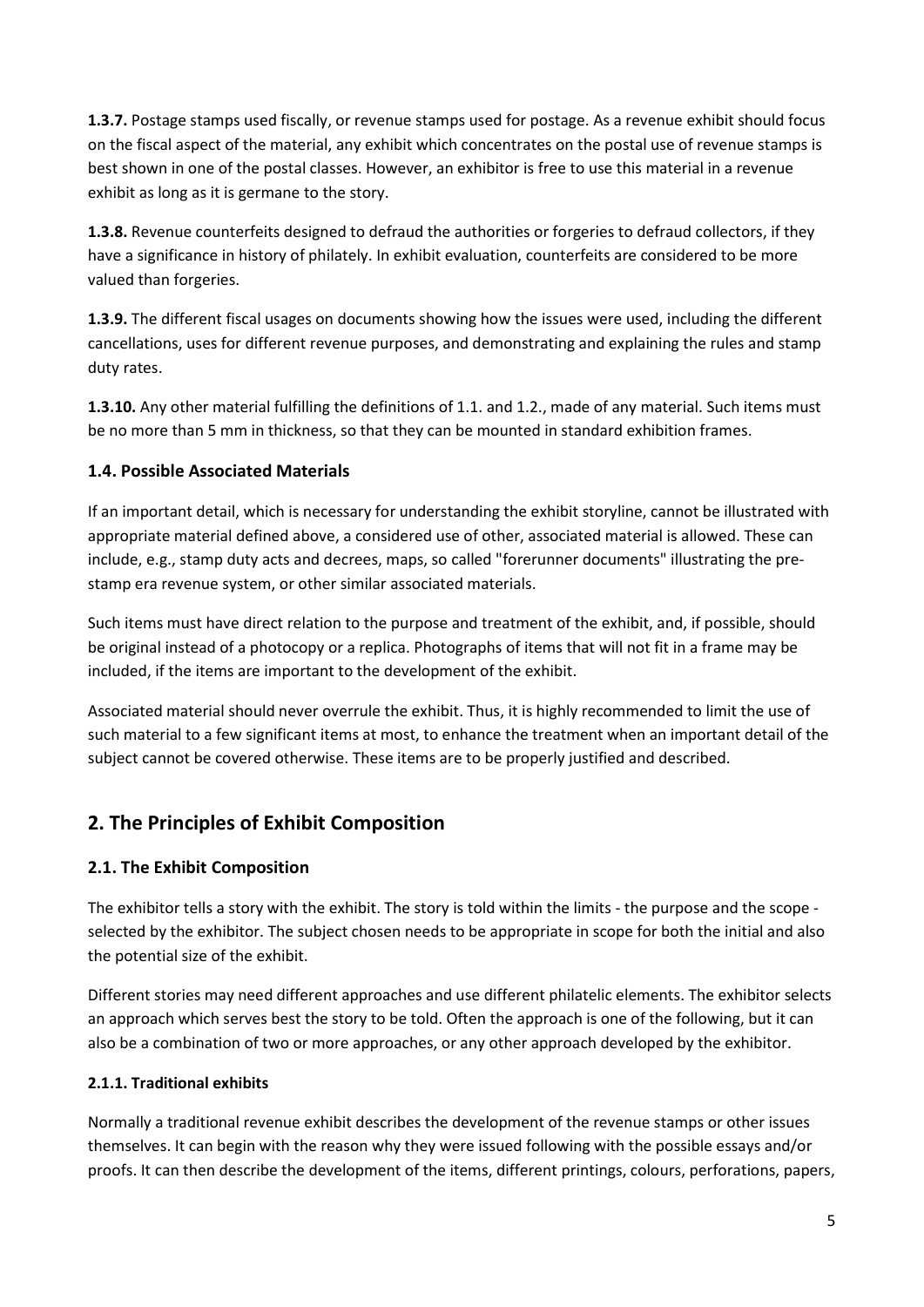**1.3.7.** Postage stamps used fiscally, or revenue stamps used for postage. As a revenue exhibit should focus on the fiscal aspect of the material, any exhibit which concentrates on the postal use of revenue stamps is best shown in one of the postal classes. However, an exhibitor is free to use this material in a revenue exhibit as long as it is germane to the story.

**1.3.8.** Revenue counterfeits designed to defraud the authorities or forgeries to defraud collectors, if they have a significance in history of philately. In exhibit evaluation, counterfeits are considered to be more valued than forgeries.

**1.3.9.** The different fiscal usages on documents showing how the issues were used, including the different cancellations, uses for different revenue purposes, and demonstrating and explaining the rules and stamp duty rates.

**1.3.10.** Any other material fulfilling the definitions of 1.1. and 1.2., made of any material. Such items must be no more than 5 mm in thickness, so that they can be mounted in standard exhibition frames.

### 1.4. Possible Associated Materials

If an important detail, which is necessary for understanding the exhibit storyline, cannot be illustrated with appropriate material defined above, a considered use of other, associated material is allowed. These can include, e.g., stamp duty acts and decrees, maps, so called "forerunner documents" illustrating the pre-stamp era revenue system, or other similar associated materials.

Such items must have direct relation to the purpose and treatment of the exhibit, and, if possible, should be original instead of a photocopy or a replica. Photographs of items that will not fit in a frame may be included, if the items are important to the development of the exhibit.

Associated material should never overrule the exhibit. Thus, it is highly recommended to limit the use of such material to a few significant items at most, to enhance the treatment when an important detail of the subject cannot be covered otherwise. These items are to be properly justified and described.

## 2. The Principles of Exhibit Composition

### 2.1. The Exhibit Composition

The exhibitor tells a story with the exhibit. The story is told within the limits - the purpose and the scope - selected by the exhibitor. The subject chosen needs to be appropriate in scope for both the initial and also the potential size of the exhibit.

Different stories may need different approaches and use different philatelic elements. The exhibitor selects an approach which serves best the story to be told. Often the approach is one of the following, but it can also be a combination of two or more approaches, or any other approach developed by the exhibitor.

#### 2.1.1. Traditional exhibits

Normally a traditional revenue exhibit describes the development of the revenue stamps or other issues themselves. It can begin with the reason why they were issued following with the possible essays and/or proofs. It can then describe the development of the items, different printings, colours, perforations, papers,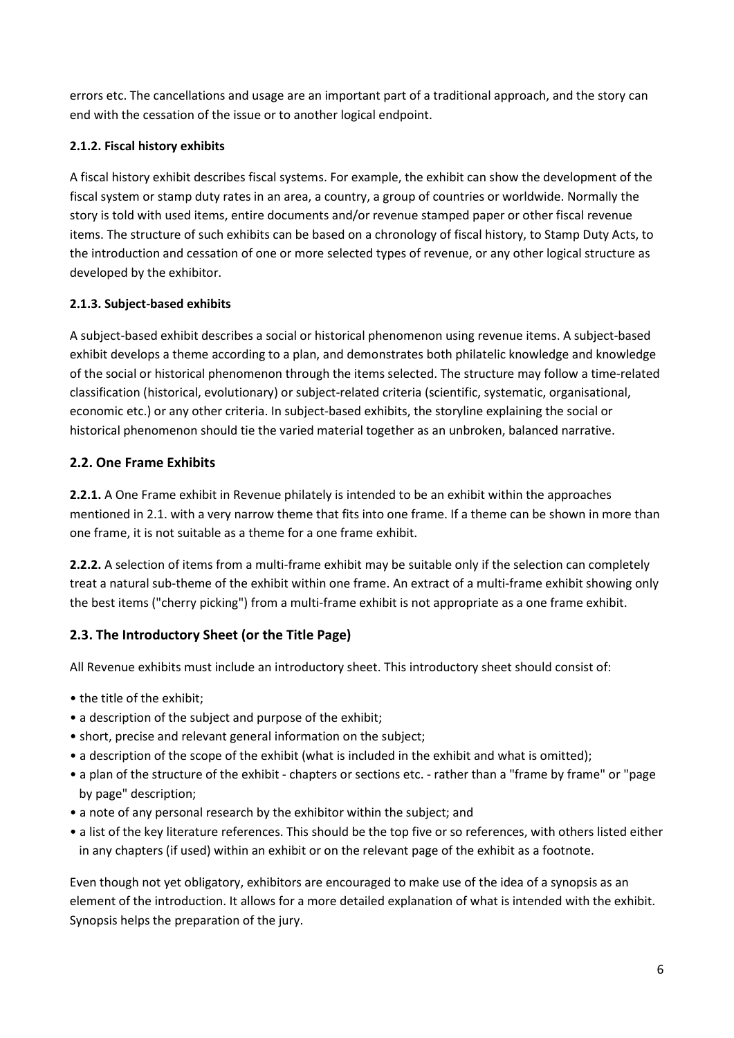errors etc. The cancellations and usage are an important part of a traditional approach, and the story can end with the cessation of the issue or to another logical endpoint.

#### 2.1.2. Fiscal history exhibits

A fiscal history exhibit describes fiscal systems. For example, the exhibit can show the development of the fiscal system or stamp duty rates in an area, a country, a group of countries or worldwide. Normally the story is told with used items, entire documents and/or revenue stamped paper or other fiscal revenue items. The structure of such exhibits can be based on a chronology of fiscal history, to Stamp Duty Acts, to the introduction and cessation of one or more selected types of revenue, or any other logical structure as developed by the exhibitor.

#### 2.1.3. Subject-based exhibits

A subject-based exhibit describes a social or historical phenomenon using revenue items. A subject-based exhibit develops a theme according to a plan, and demonstrates both philatelic knowledge and knowledge of the social or historical phenomenon through the items selected. The structure may follow a time-related classification (historical, evolutionary) or subject-related criteria (scientific, systematic, organisational, economic etc.) or any other criteria. In subject-based exhibits, the storyline explaining the social or historical phenomenon should tie the varied material together as an unbroken, balanced narrative.

### 2.2. One Frame Exhibits

**2.2.1.** A One Frame exhibit in Revenue philately is intended to be an exhibit within the approaches mentioned in 2.1. with a very narrow theme that fits into one frame. If a theme can be shown in more than one frame, it is not suitable as a theme for a one frame exhibit.

**2.2.2.** A selection of items from a multi-frame exhibit may be suitable only if the selection can completely treat a natural sub-theme of the exhibit within one frame. An extract of a multi-frame exhibit showing only the best items ("cherry picking") from a multi-frame exhibit is not appropriate as a one frame exhibit.

### 2.3. The Introductory Sheet (or the Title Page)

All Revenue exhibits must include an introductory sheet. This introductory sheet should consist of:

- the title of the exhibit;
- a description of the subject and purpose of the exhibit;
- short, precise and relevant general information on the subject;
- a description of the scope of the exhibit (what is included in the exhibit and what is omitted);
- a plan of the structure of the exhibit - chapters or sections etc. - rather than a "frame by frame" or "page by page" description;
- a note of any personal research by the exhibitor within the subject; and
- a list of the key literature references. This should be the top five or so references, with others listed either in any chapters (if used) within an exhibit or on the relevant page of the exhibit as a footnote.

Even though not yet obligatory, exhibitors are encouraged to make use of the idea of a synopsis as an element of the introduction. It allows for a more detailed explanation of what is intended with the exhibit. Synopsis helps the preparation of the jury.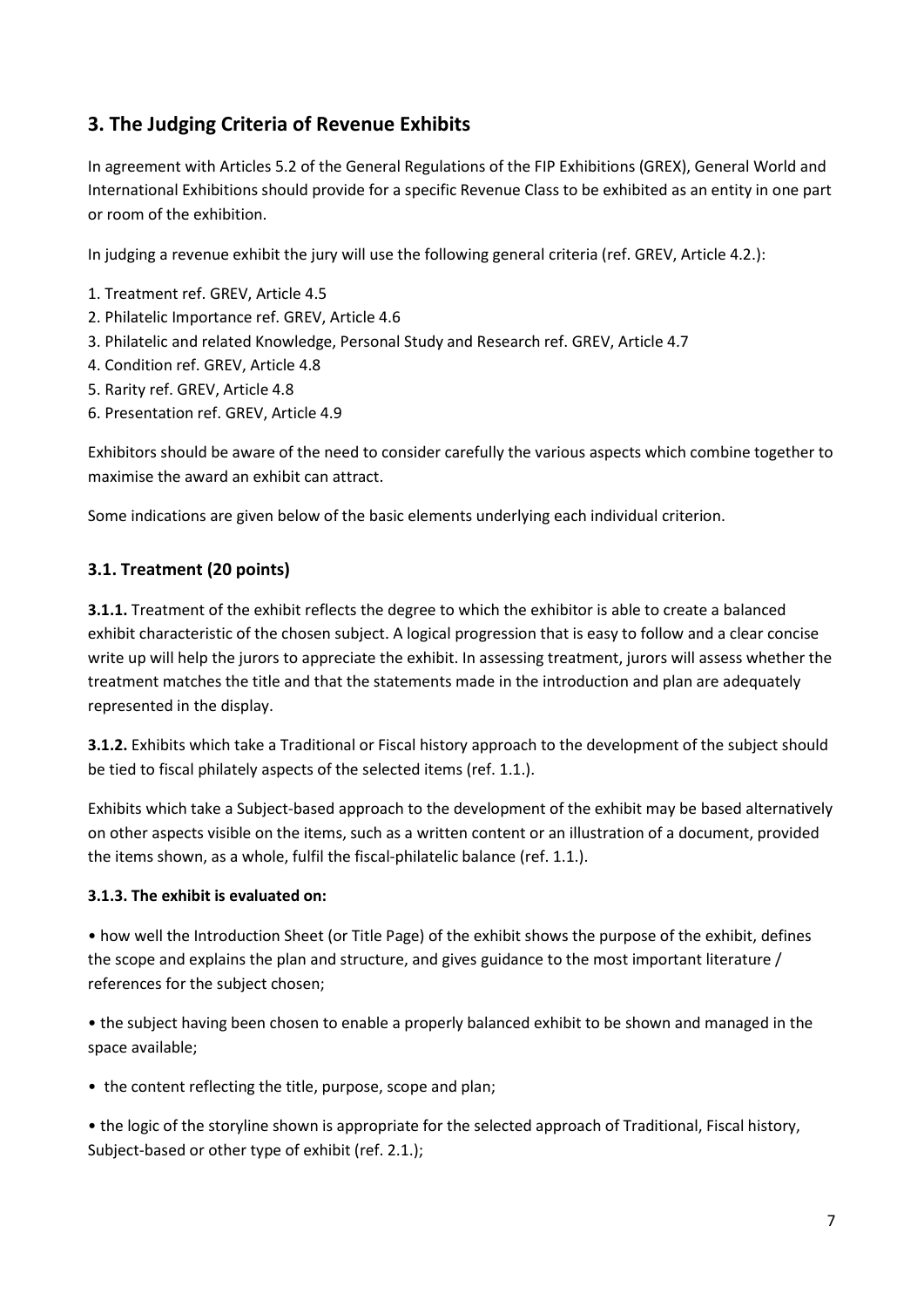## 3. The Judging Criteria of Revenue Exhibits

In agreement with Articles 5.2 of the General Regulations of the FIP Exhibitions (GREX), General World and International Exhibitions should provide for a specific Revenue Class to be exhibited as an entity in one part or room of the exhibition.

In judging a revenue exhibit the jury will use the following general criteria (ref. GREV, Article 4.2.):

1. Treatment ref. GREV, Article 4.5
2. Philatelic Importance ref. GREV, Article 4.6
3. Philatelic and related Knowledge, Personal Study and Research ref. GREV, Article 4.7
4. Condition ref. GREV, Article 4.8
5. Rarity ref. GREV, Article 4.8
6. Presentation ref. GREV, Article 4.9

Exhibitors should be aware of the need to consider carefully the various aspects which combine together to maximise the award an exhibit can attract.

Some indications are given below of the basic elements underlying each individual criterion.

### 3.1. Treatment (20 points)

**3.1.1.** Treatment of the exhibit reflects the degree to which the exhibitor is able to create a balanced exhibit characteristic of the chosen subject. A logical progression that is easy to follow and a clear concise write up will help the jurors to appreciate the exhibit. In assessing treatment, jurors will assess whether the treatment matches the title and that the statements made in the introduction and plan are adequately represented in the display.

**3.1.2.** Exhibits which take a Traditional or Fiscal history approach to the development of the subject should be tied to fiscal philately aspects of the selected items (ref. 1.1.).

Exhibits which take a Subject-based approach to the development of the exhibit may be based alternatively on other aspects visible on the items, such as a written content or an illustration of a document, provided the items shown, as a whole, fulfil the fiscal-philatelic balance (ref. 1.1.).

**3.1.3. The exhibit is evaluated on:**

- how well the Introduction Sheet (or Title Page) of the exhibit shows the purpose of the exhibit, defines the scope and explains the plan and structure, and gives guidance to the most important literature / references for the subject chosen;
- the subject having been chosen to enable a properly balanced exhibit to be shown and managed in the space available;
- the content reflecting the title, purpose, scope and plan;
- the logic of the storyline shown is appropriate for the selected approach of Traditional, Fiscal history, Subject-based or other type of exhibit (ref. 2.1.);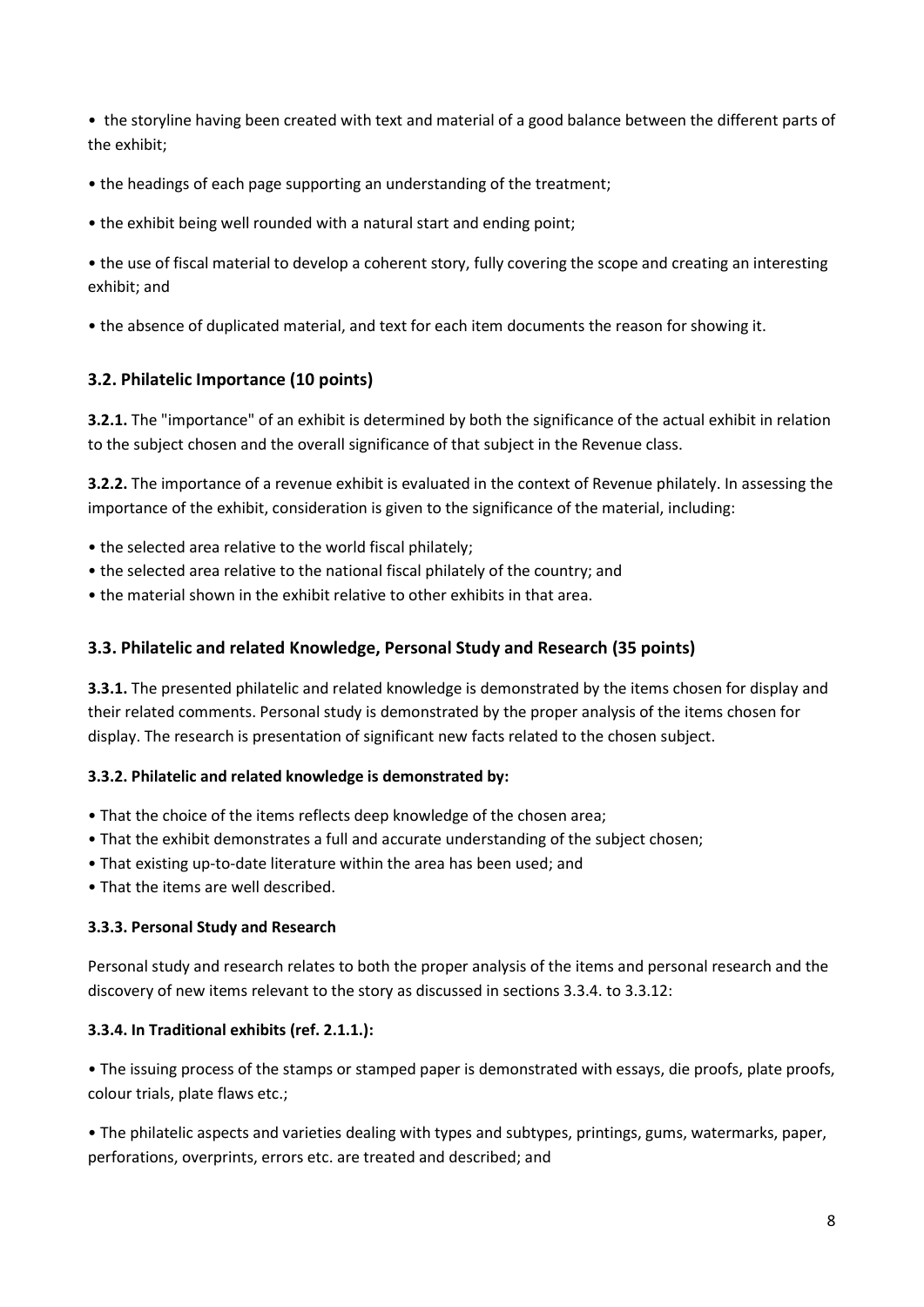- the storyline having been created with text and material of a good balance between the different parts of the exhibit;
- the headings of each page supporting an understanding of the treatment;
- the exhibit being well rounded with a natural start and ending point;
- the use of fiscal material to develop a coherent story, fully covering the scope and creating an interesting exhibit; and
- the absence of duplicated material, and text for each item documents the reason for showing it.

### 3.2. Philatelic Importance (10 points)

**3.2.1.** The "importance" of an exhibit is determined by both the significance of the actual exhibit in relation to the subject chosen and the overall significance of that subject in the Revenue class.

**3.2.2.** The importance of a revenue exhibit is evaluated in the context of Revenue philately. In assessing the importance of the exhibit, consideration is given to the significance of the material, including:

- the selected area relative to the world fiscal philately;
- the selected area relative to the national fiscal philately of the country; and
- the material shown in the exhibit relative to other exhibits in that area.

### 3.3. Philatelic and related Knowledge, Personal Study and Research (35 points)

**3.3.1.** The presented philatelic and related knowledge is demonstrated by the items chosen for display and their related comments. Personal study is demonstrated by the proper analysis of the items chosen for display. The research is presentation of significant new facts related to the chosen subject.

**3.3.2. Philatelic and related knowledge is demonstrated by:**

- That the choice of the items reflects deep knowledge of the chosen area;
- That the exhibit demonstrates a full and accurate understanding of the subject chosen;
- That existing up-to-date literature within the area has been used; and
- That the items are well described.

**3.3.3. Personal Study and Research**

Personal study and research relates to both the proper analysis of the items and personal research and the discovery of new items relevant to the story as discussed in sections 3.3.4. to 3.3.12:

**3.3.4. In Traditional exhibits (ref. 2.1.1.):**

- The issuing process of the stamps or stamped paper is demonstrated with essays, die proofs, plate proofs, colour trials, plate flaws etc.;
- The philatelic aspects and varieties dealing with types and subtypes, printings, gums, watermarks, paper, perforations, overprints, errors etc. are treated and described; and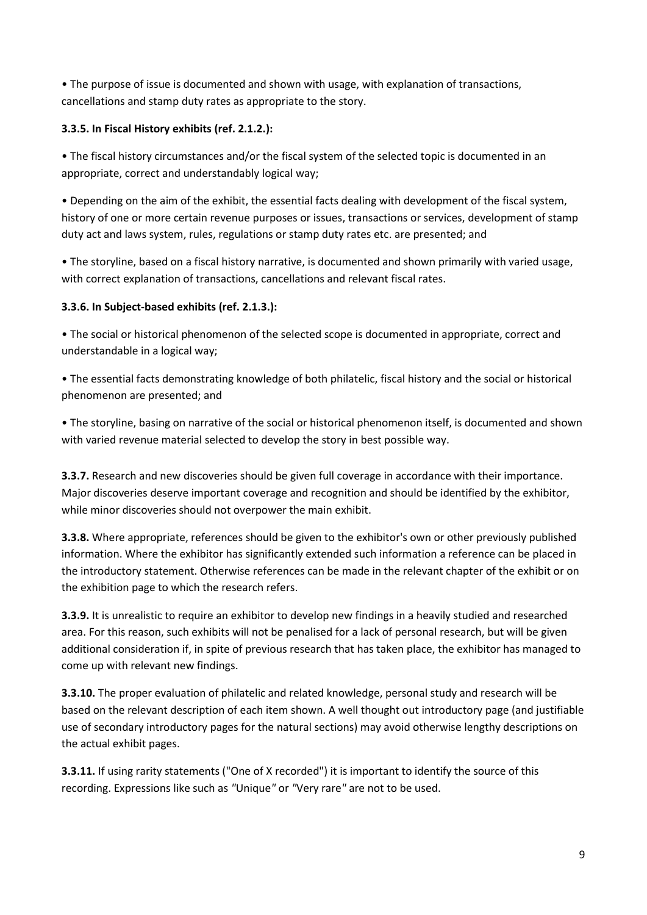• The purpose of issue is documented and shown with usage, with explanation of transactions, cancellations and stamp duty rates as appropriate to the story.

**3.3.5. In Fiscal History exhibits (ref. 2.1.2.):**

• The fiscal history circumstances and/or the fiscal system of the selected topic is documented in an appropriate, correct and understandably logical way;

• Depending on the aim of the exhibit, the essential facts dealing with development of the fiscal system, history of one or more certain revenue purposes or issues, transactions or services, development of stamp duty act and laws system, rules, regulations or stamp duty rates etc. are presented; and

• The storyline, based on a fiscal history narrative, is documented and shown primarily with varied usage, with correct explanation of transactions, cancellations and relevant fiscal rates.

**3.3.6. In Subject-based exhibits (ref. 2.1.3.):**

• The social or historical phenomenon of the selected scope is documented in appropriate, correct and understandable in a logical way;

• The essential facts demonstrating knowledge of both philatelic, fiscal history and the social or historical phenomenon are presented; and

• The storyline, basing on narrative of the social or historical phenomenon itself, is documented and shown with varied revenue material selected to develop the story in best possible way.

**3.3.7.** Research and new discoveries should be given full coverage in accordance with their importance. Major discoveries deserve important coverage and recognition and should be identified by the exhibitor, while minor discoveries should not overpower the main exhibit.

**3.3.8.** Where appropriate, references should be given to the exhibitor's own or other previously published information. Where the exhibitor has significantly extended such information a reference can be placed in the introductory statement. Otherwise references can be made in the relevant chapter of the exhibit or on the exhibition page to which the research refers.

**3.3.9.** It is unrealistic to require an exhibitor to develop new findings in a heavily studied and researched area. For this reason, such exhibits will not be penalised for a lack of personal research, but will be given additional consideration if, in spite of previous research that has taken place, the exhibitor has managed to come up with relevant new findings.

**3.3.10.** The proper evaluation of philatelic and related knowledge, personal study and research will be based on the relevant description of each item shown. A well thought out introductory page (and justifiable use of secondary introductory pages for the natural sections) may avoid otherwise lengthy descriptions on the actual exhibit pages.

**3.3.11.** If using rarity statements ("One of X recorded") it is important to identify the source of this recording. Expressions like such as *"Unique"* or *"Very rare"* are not to be used.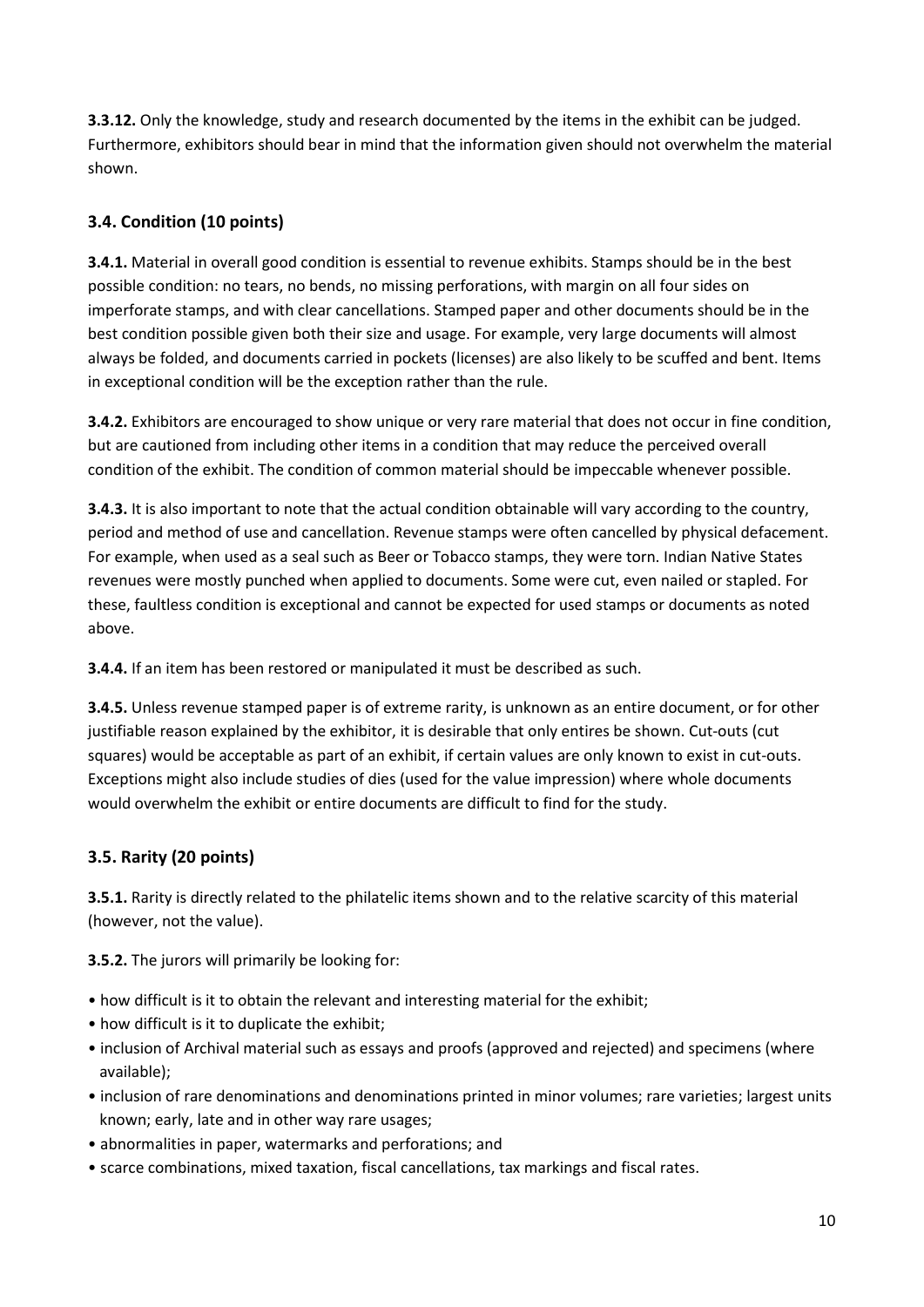**3.3.12.** Only the knowledge, study and research documented by the items in the exhibit can be judged. Furthermore, exhibitors should bear in mind that the information given should not overwhelm the material shown.

### 3.4. Condition (10 points)

**3.4.1.** Material in overall good condition is essential to revenue exhibits. Stamps should be in the best possible condition: no tears, no bends, no missing perforations, with margin on all four sides on imperforate stamps, and with clear cancellations. Stamped paper and other documents should be in the best condition possible given both their size and usage. For example, very large documents will almost always be folded, and documents carried in pockets (licenses) are also likely to be scuffed and bent. Items in exceptional condition will be the exception rather than the rule.

**3.4.2.** Exhibitors are encouraged to show unique or very rare material that does not occur in fine condition, but are cautioned from including other items in a condition that may reduce the perceived overall condition of the exhibit. The condition of common material should be impeccable whenever possible.

**3.4.3.** It is also important to note that the actual condition obtainable will vary according to the country, period and method of use and cancellation. Revenue stamps were often cancelled by physical defacement. For example, when used as a seal such as Beer or Tobacco stamps, they were torn. Indian Native States revenues were mostly punched when applied to documents. Some were cut, even nailed or stapled. For these, faultless condition is exceptional and cannot be expected for used stamps or documents as noted above.

**3.4.4.** If an item has been restored or manipulated it must be described as such.

**3.4.5.** Unless revenue stamped paper is of extreme rarity, is unknown as an entire document, or for other justifiable reason explained by the exhibitor, it is desirable that only entires be shown. Cut-outs (cut squares) would be acceptable as part of an exhibit, if certain values are only known to exist in cut-outs. Exceptions might also include studies of dies (used for the value impression) where whole documents would overwhelm the exhibit or entire documents are difficult to find for the study.

### 3.5. Rarity (20 points)

**3.5.1.** Rarity is directly related to the philatelic items shown and to the relative scarcity of this material (however, not the value).

**3.5.2.** The jurors will primarily be looking for:

- how difficult is it to obtain the relevant and interesting material for the exhibit;
- how difficult is it to duplicate the exhibit;
- inclusion of Archival material such as essays and proofs (approved and rejected) and specimens (where available);
- inclusion of rare denominations and denominations printed in minor volumes; rare varieties; largest units known; early, late and in other way rare usages;
- abnormalities in paper, watermarks and perforations; and
- scarce combinations, mixed taxation, fiscal cancellations, tax markings and fiscal rates.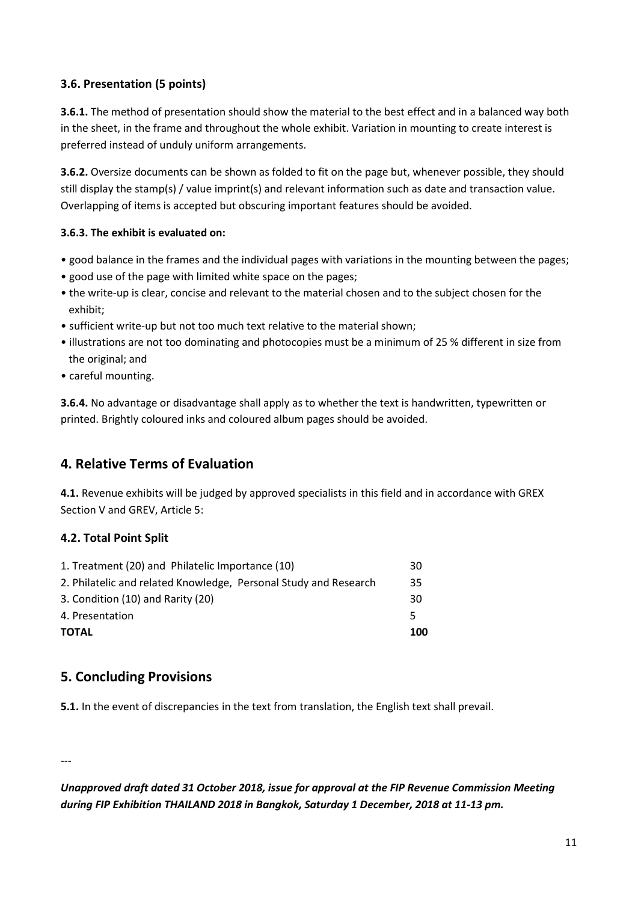### 3.6. Presentation (5 points)

**3.6.1.** The method of presentation should show the material to the best effect and in a balanced way both in the sheet, in the frame and throughout the whole exhibit. Variation in mounting to create interest is preferred instead of unduly uniform arrangements.

**3.6.2.** Oversize documents can be shown as folded to fit on the page but, whenever possible, they should still display the stamp(s) / value imprint(s) and relevant information such as date and transaction value. Overlapping of items is accepted but obscuring important features should be avoided.

**3.6.3. The exhibit is evaluated on:**

- good balance in the frames and the individual pages with variations in the mounting between the pages;
- good use of the page with limited white space on the pages;
- the write-up is clear, concise and relevant to the material chosen and to the subject chosen for the exhibit;
- sufficient write-up but not too much text relative to the material shown;
- illustrations are not too dominating and photocopies must be a minimum of 25 % different in size from the original; and
- careful mounting.

**3.6.4.** No advantage or disadvantage shall apply as to whether the text is handwritten, typewritten or printed. Brightly coloured inks and coloured album pages should be avoided.

## 4. Relative Terms of Evaluation

**4.1.** Revenue exhibits will be judged by approved specialists in this field and in accordance with GREX Section V and GREV, Article 5:

### 4.2. Total Point Split

| | |
|---|---|
| 1. Treatment (20) and Philatelic Importance (10) | 30 |
| 2. Philatelic and related Knowledge, Personal Study and Research | 35 |
| 3. Condition (10) and Rarity (20) | 30 |
| 4. Presentation | 5 |
| **TOTAL** | **100** |

## 5. Concluding Provisions

**5.1.** In the event of discrepancies in the text from translation, the English text shall prevail.

---

***Unapproved draft dated 31 October 2018, issue for approval at the FIP Revenue Commission Meeting during FIP Exhibition THAILAND 2018 in Bangkok, Saturday 1 December, 2018 at 11-13 pm.***